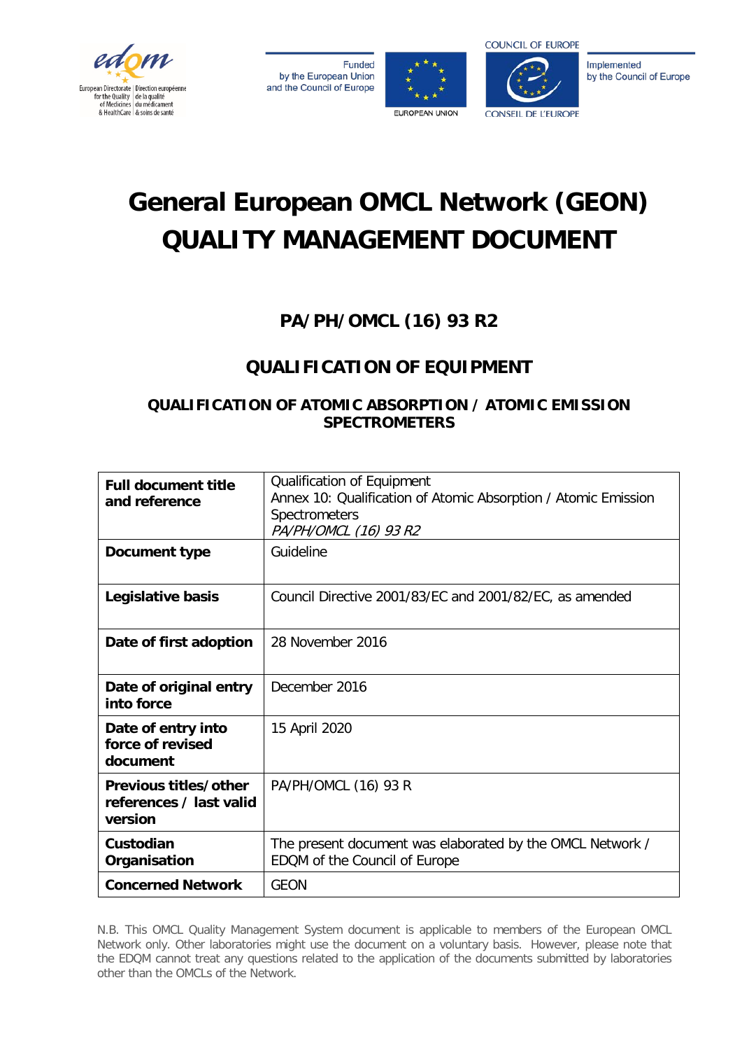European Directorate for the Quality of Medicines & HealthCare | Direction européenne de la qualité du médicament & soins de santé

Funded by the European Union and the Council of Europe

EUROPEAN UNION

COUNCIL OF EUROPE

CONSEIL DE L'EUROPE

Implemented by the Council of Europe

# General European OMCL Network (GEON) QUALITY MANAGEMENT DOCUMENT

## PA/PH/OMCL (16) 93 R2

## QUALIFICATION OF EQUIPMENT

### QUALIFICATION OF ATOMIC ABSORPTION / ATOMIC EMISSION SPECTROMETERS

| | |
|---|---|
| **Full document title and reference** | Qualification of Equipment<br>Annex 10: Qualification of Atomic Absorption / Atomic Emission Spectrometers<br>*PA/PH/OMCL (16) 93 R2* |
| **Document type** | Guideline |
| **Legislative basis** | Council Directive 2001/83/EC and 2001/82/EC, as amended |
| **Date of first adoption** | 28 November 2016 |
| **Date of original entry into force** | December 2016 |
| **Date of entry into force of revised document** | 15 April 2020 |
| **Previous titles/other references / last valid version** | PA/PH/OMCL (16) 93 R |
| **Custodian Organisation** | The present document was elaborated by the OMCL Network / EDQM of the Council of Europe |
| **Concerned Network** | GEON |

N.B. This OMCL Quality Management System document is applicable to members of the European OMCL Network only. Other laboratories might use the document on a voluntary basis. However, please note that the EDQM cannot treat any questions related to the application of the documents submitted by laboratories other than the OMCLs of the Network.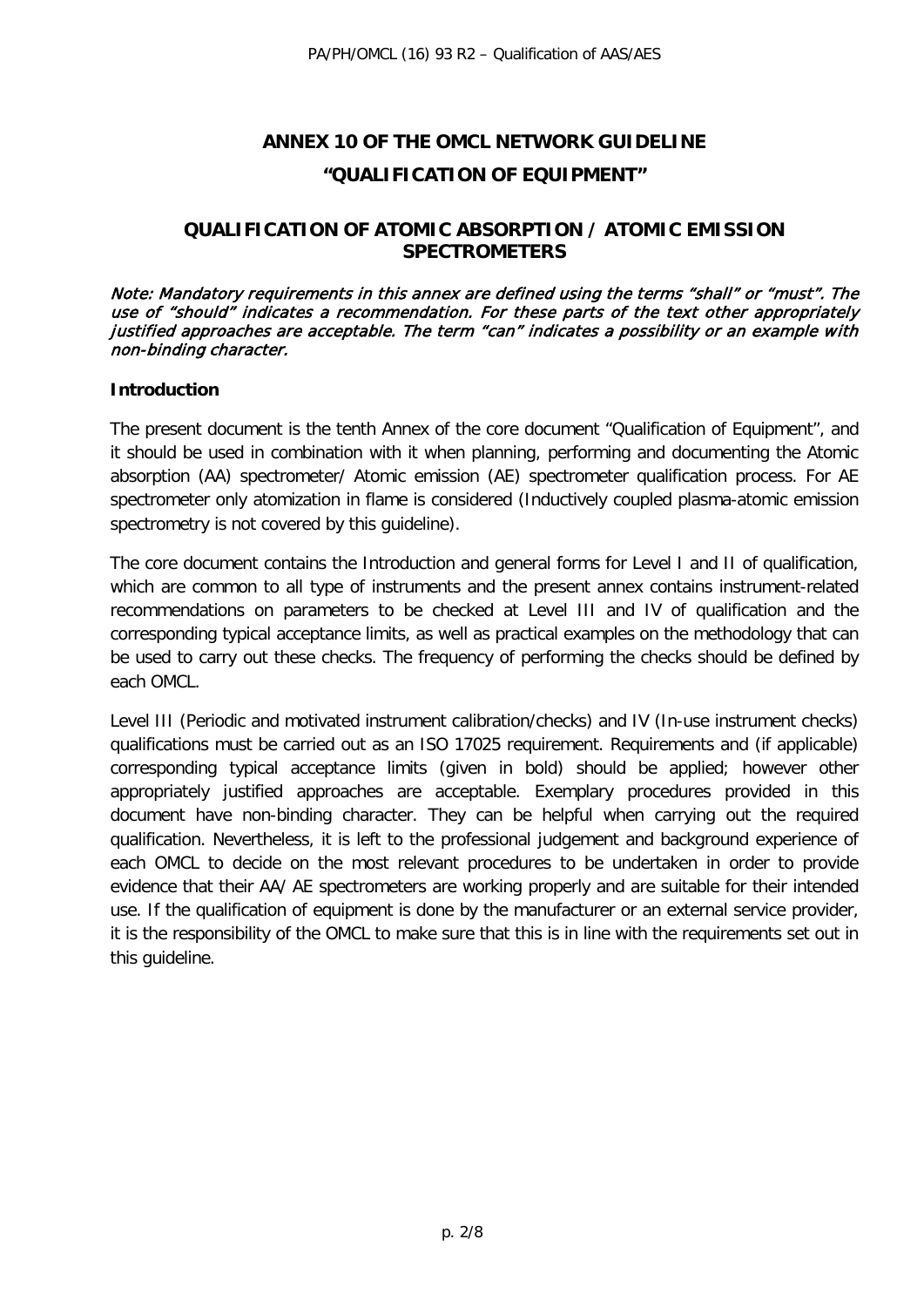# ANNEX 10 OF THE OMCL NETWORK GUIDELINE

# "QUALIFICATION OF EQUIPMENT"

## QUALIFICATION OF ATOMIC ABSORPTION / ATOMIC EMISSION SPECTROMETERS

*Note: Mandatory requirements in this annex are defined using the terms "shall" or "must". The use of "should" indicates a recommendation. For these parts of the text other appropriately justified approaches are acceptable. The term "can" indicates a possibility or an example with non-binding character.*

### Introduction

The present document is the tenth Annex of the core document "Qualification of Equipment", and it should be used in combination with it when planning, performing and documenting the Atomic absorption (AA) spectrometer/ Atomic emission (AE) spectrometer qualification process. For AE spectrometer only atomization in flame is considered (Inductively coupled plasma-atomic emission spectrometry is not covered by this guideline).

The core document contains the Introduction and general forms for Level I and II of qualification, which are common to all type of instruments and the present annex contains instrument-related recommendations on parameters to be checked at Level III and IV of qualification and the corresponding typical acceptance limits, as well as practical examples on the methodology that can be used to carry out these checks. The frequency of performing the checks should be defined by each OMCL.

Level III (Periodic and motivated instrument calibration/checks) and IV (In-use instrument checks) qualifications must be carried out as an ISO 17025 requirement. Requirements and (if applicable) corresponding typical acceptance limits (given in bold) should be applied; however other appropriately justified approaches are acceptable. Exemplary procedures provided in this document have non-binding character. They can be helpful when carrying out the required qualification. Nevertheless, it is left to the professional judgement and background experience of each OMCL to decide on the most relevant procedures to be undertaken in order to provide evidence that their AA/ AE spectrometers are working properly and are suitable for their intended use. If the qualification of equipment is done by the manufacturer or an external service provider, it is the responsibility of the OMCL to make sure that this is in line with the requirements set out in this guideline.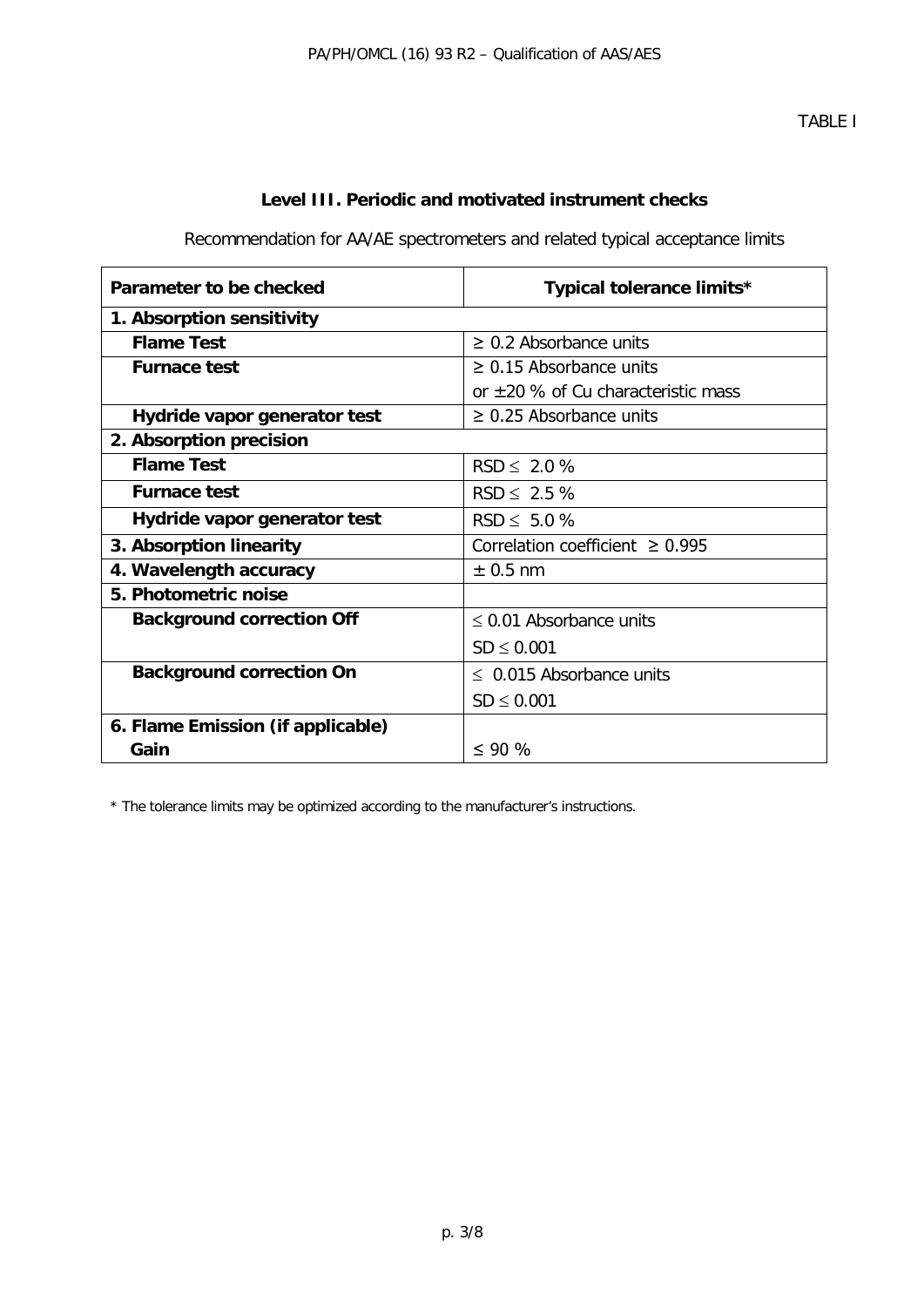TABLE I

### Level III. Periodic and motivated instrument checks

Recommendation for AA/AE spectrometers and related typical acceptance limits

| Parameter to be checked | Typical tolerance limits* |
|---|---|
| **1. Absorption sensitivity** | |
| **Flame Test** | ≥ 0.2 Absorbance units |
| **Furnace test** | ≥ 0.15 Absorbance units<br>or ±20 % of Cu characteristic mass |
| **Hydride vapor generator test** | ≥ 0.25 Absorbance units |
| **2. Absorption precision** | |
| **Flame Test** | RSD ≤ 2.0 % |
| **Furnace test** | RSD ≤ 2.5 % |
| **Hydride vapor generator test** | RSD ≤ 5.0 % |
| **3. Absorption linearity** | Correlation coefficient ≥ 0.995 |
| **4. Wavelength accuracy** | ± 0.5 nm |
| **5. Photometric noise** | |
| **Background correction Off** | ≤ 0.01 Absorbance units<br>SD ≤ 0.001 |
| **Background correction On** | ≤ 0.015 Absorbance units<br>SD ≤ 0.001 |
| **6. Flame Emission (if applicable)**<br>**Gain** | ≤ 90 % |

\* The tolerance limits may be optimized according to the manufacturer's instructions.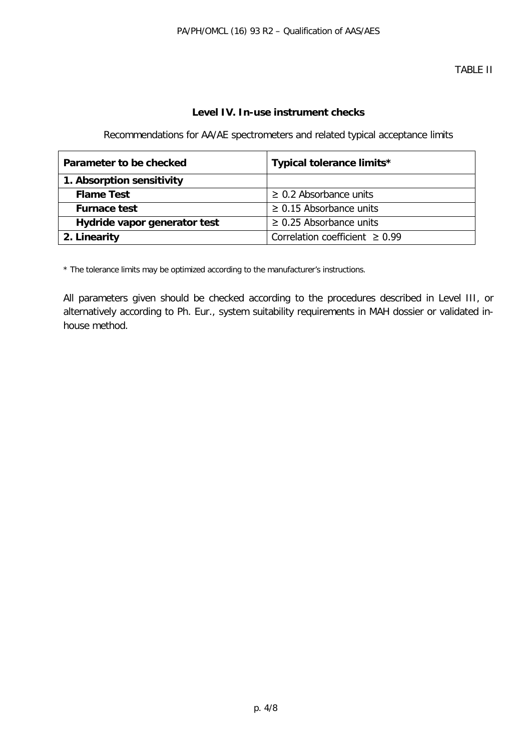TABLE II

## Level IV. In-use instrument checks

Recommendations for AA/AE spectrometers and related typical acceptance limits

| Parameter to be checked | Typical tolerance limits* |
|---|---|
| **1. Absorption sensitivity** | |
| **Flame Test** | ≥ 0.2 Absorbance units |
| **Furnace test** | ≥ 0.15 Absorbance units |
| **Hydride vapor generator test** | ≥ 0.25 Absorbance units |
| **2. Linearity** | Correlation coefficient ≥ 0.99 |

* The tolerance limits may be optimized according to the manufacturer's instructions.

All parameters given should be checked according to the procedures described in Level III, or alternatively according to Ph. Eur., system suitability requirements in MAH dossier or validated in-house method.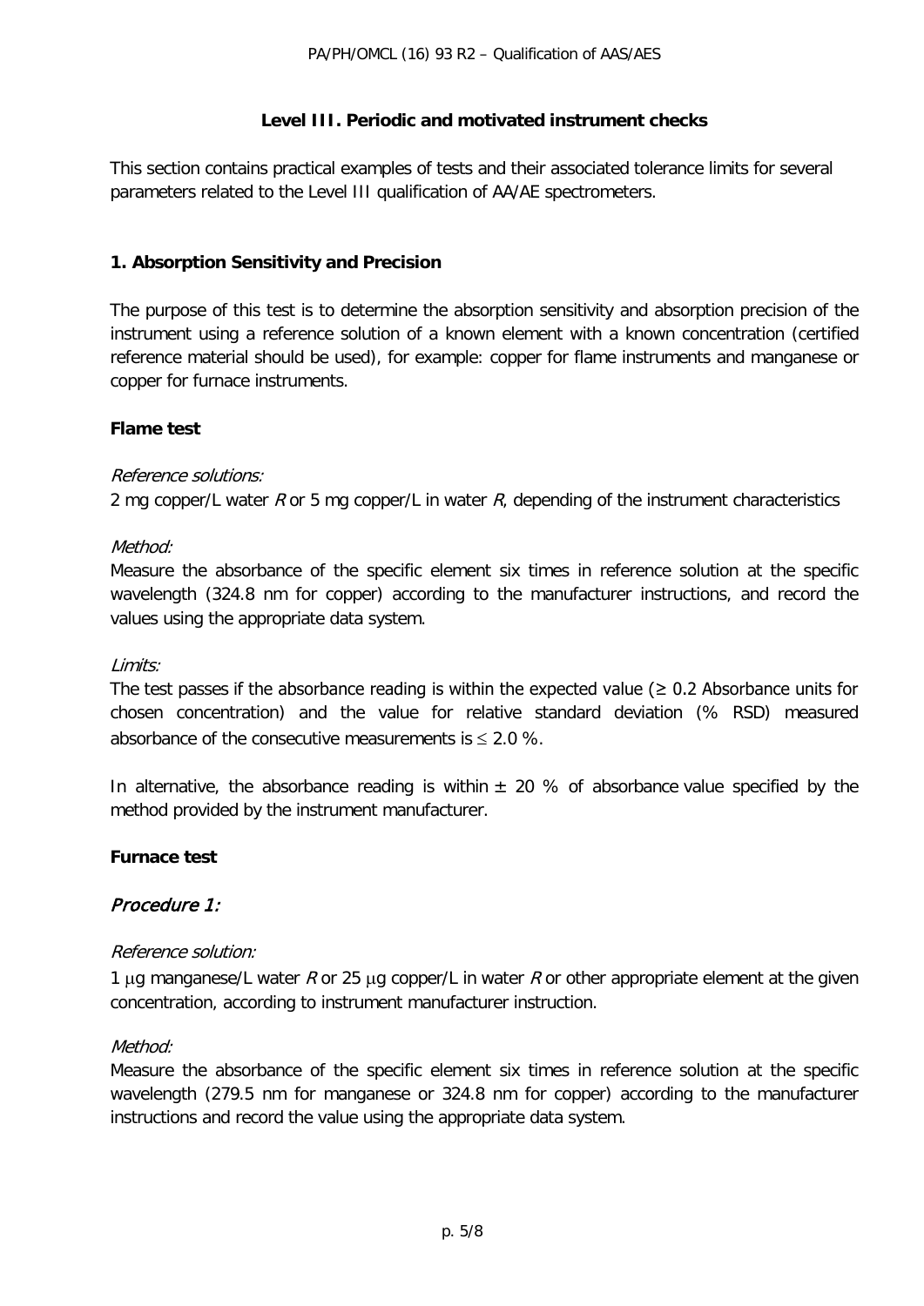## Level III. Periodic and motivated instrument checks

This section contains practical examples of tests and their associated tolerance limits for several parameters related to the Level III qualification of AA/AE spectrometers.

### 1. Absorption Sensitivity and Precision

The purpose of this test is to determine the absorption sensitivity and absorption precision of the instrument using a reference solution of a known element with a known concentration (certified reference material should be used), for example: copper for flame instruments and manganese or copper for furnace instruments.

#### Flame test

*Reference solutions:*

2 mg copper/L water *R* or 5 mg copper/L in water *R*, depending of the instrument characteristics

*Method:*

Measure the absorbance of the specific element six times in reference solution at the specific wavelength (324.8 nm for copper) according to the manufacturer instructions, and record the values using the appropriate data system.

*Limits:*

The test passes if the absorbance reading is within the expected value ($\geq$ 0.2 Absorbance units for chosen concentration) and the value for relative standard deviation (% RSD) measured absorbance of the consecutive measurements is $\leq$ 2.0 %.

In alternative, the absorbance reading is within ± 20 % of absorbance value specified by the method provided by the instrument manufacturer.

#### Furnace test

##### *Procedure 1:*

*Reference solution:*

1 µg manganese/L water *R* or 25 µg copper/L in water *R* or other appropriate element at the given concentration, according to instrument manufacturer instruction.

*Method:*

Measure the absorbance of the specific element six times in reference solution at the specific wavelength (279.5 nm for manganese or 324.8 nm for copper) according to the manufacturer instructions and record the value using the appropriate data system.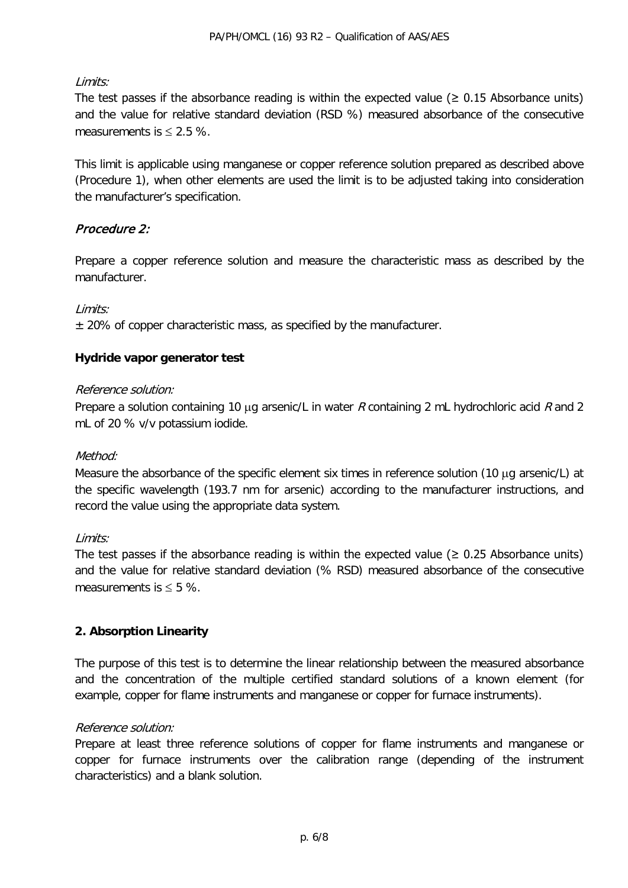*Limits:*

The test passes if the absorbance reading is within the expected value (≥ 0.15 Absorbance units) and the value for relative standard deviation (RSD %) measured absorbance of the consecutive measurements is ≤ 2.5 %.

This limit is applicable using manganese or copper reference solution prepared as described above (Procedure 1), when other elements are used the limit is to be adjusted taking into consideration the manufacturer's specification.

### *Procedure 2:*

Prepare a copper reference solution and measure the characteristic mass as described by the manufacturer.

*Limits:*

± 20% of copper characteristic mass, as specified by the manufacturer.

**Hydride vapor generator test**

*Reference solution:*

Prepare a solution containing 10 μg arsenic/L in water *R* containing 2 mL hydrochloric acid *R* and 2 mL of 20 % v/v potassium iodide.

*Method:*

Measure the absorbance of the specific element six times in reference solution (10 μg arsenic/L) at the specific wavelength (193.7 nm for arsenic) according to the manufacturer instructions, and record the value using the appropriate data system.

*Limits:*

The test passes if the absorbance reading is within the expected value (≥ 0.25 Absorbance units) and the value for relative standard deviation (% RSD) measured absorbance of the consecutive measurements is ≤ 5 %.

### 2. Absorption Linearity

The purpose of this test is to determine the linear relationship between the measured absorbance and the concentration of the multiple certified standard solutions of a known element (for example, copper for flame instruments and manganese or copper for furnace instruments).

*Reference solution:*

Prepare at least three reference solutions of copper for flame instruments and manganese or copper for furnace instruments over the calibration range (depending of the instrument characteristics) and a blank solution.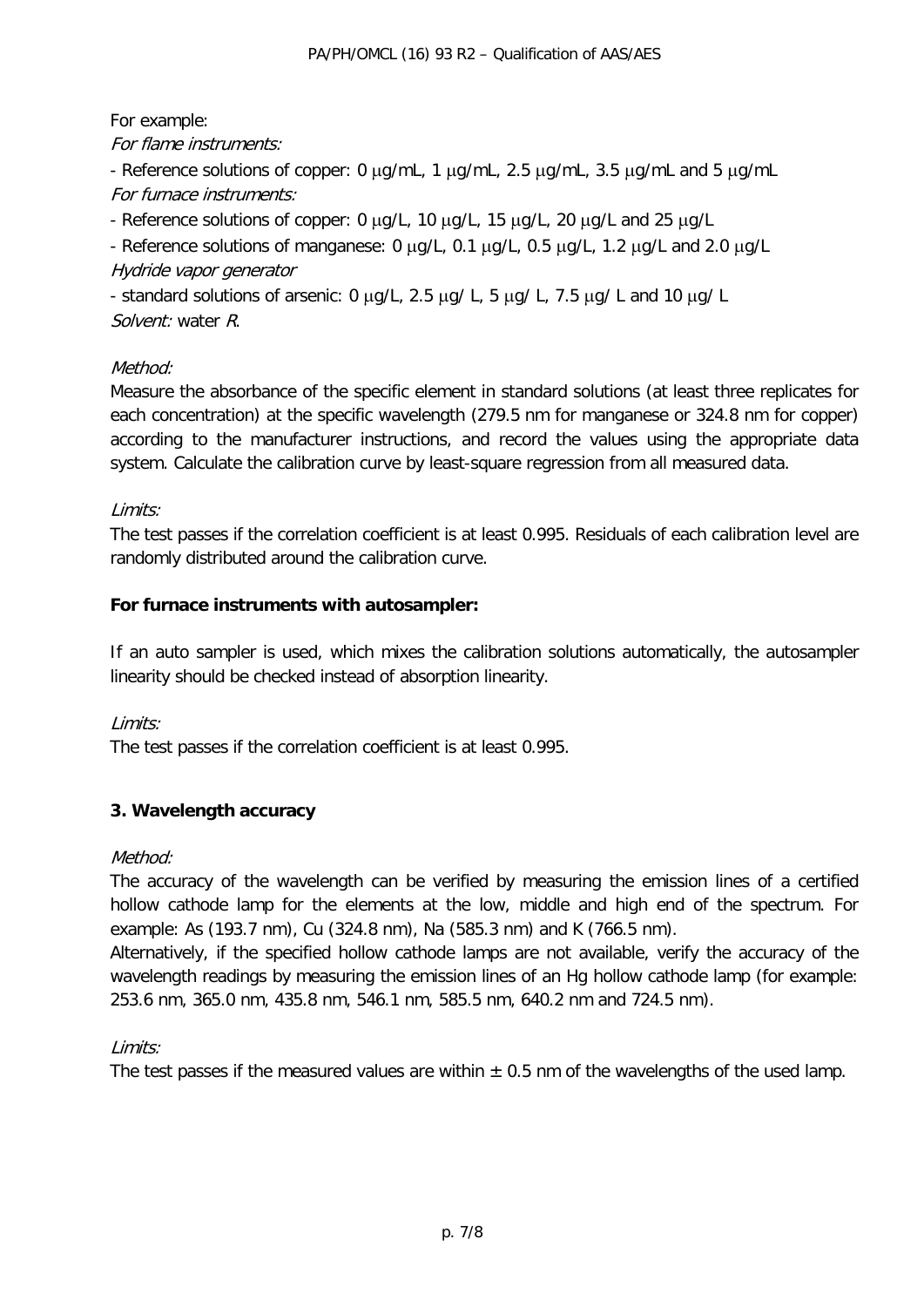For example:

*For flame instruments:*

- Reference solutions of copper: 0 μg/mL, 1 μg/mL, 2.5 μg/mL, 3.5 μg/mL and 5 μg/mL

*For furnace instruments:*

- Reference solutions of copper: 0 μg/L, 10 μg/L, 15 μg/L, 20 μg/L and 25 μg/L
- Reference solutions of manganese: 0 μg/L, 0.1 μg/L, 0.5 μg/L, 1.2 μg/L and 2.0 μg/L

*Hydride vapor generator*

- standard solutions of arsenic: 0 μg/L, 2.5 μg/ L, 5 μg/ L, 7.5 μg/ L and 10 μg/ L

*Solvent:* water *R*.

*Method:*

Measure the absorbance of the specific element in standard solutions (at least three replicates for each concentration) at the specific wavelength (279.5 nm for manganese or 324.8 nm for copper) according to the manufacturer instructions, and record the values using the appropriate data system. Calculate the calibration curve by least-square regression from all measured data.

*Limits:*

The test passes if the correlation coefficient is at least 0.995. Residuals of each calibration level are randomly distributed around the calibration curve.

**For furnace instruments with autosampler:**

If an auto sampler is used, which mixes the calibration solutions automatically, the autosampler linearity should be checked instead of absorption linearity.

*Limits:*

The test passes if the correlation coefficient is at least 0.995.

### 3. Wavelength accuracy

*Method:*

The accuracy of the wavelength can be verified by measuring the emission lines of a certified hollow cathode lamp for the elements at the low, middle and high end of the spectrum. For example: As (193.7 nm), Cu (324.8 nm), Na (585.3 nm) and K (766.5 nm).

Alternatively, if the specified hollow cathode lamps are not available, verify the accuracy of the wavelength readings by measuring the emission lines of an Hg hollow cathode lamp (for example: 253.6 nm, 365.0 nm, 435.8 nm, 546.1 nm, 585.5 nm, 640.2 nm and 724.5 nm).

*Limits:*

The test passes if the measured values are within ± 0.5 nm of the wavelengths of the used lamp.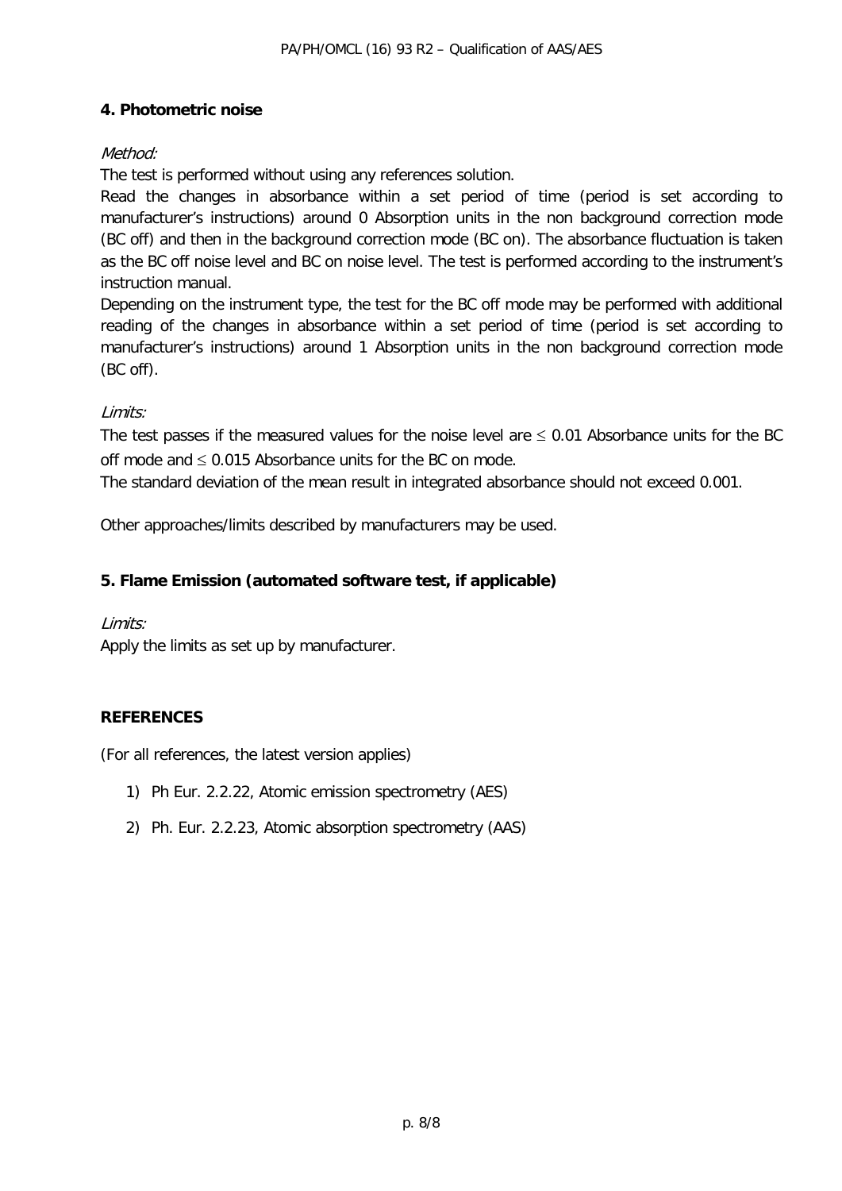## 4. Photometric noise

*Method:*

The test is performed without using any references solution.

Read the changes in absorbance within a set period of time (period is set according to manufacturer's instructions) around 0 Absorption units in the non background correction mode (BC off) and then in the background correction mode (BC on). The absorbance fluctuation is taken as the BC off noise level and BC on noise level. The test is performed according to the instrument's instruction manual.

Depending on the instrument type, the test for the BC off mode may be performed with additional reading of the changes in absorbance within a set period of time (period is set according to manufacturer's instructions) around 1 Absorption units in the non background correction mode (BC off).

*Limits:*

The test passes if the measured values for the noise level are $\leq$ 0.01 Absorbance units for the BC off mode and $\leq$ 0.015 Absorbance units for the BC on mode.

The standard deviation of the mean result in integrated absorbance should not exceed 0.001.

Other approaches/limits described by manufacturers may be used.

## 5. Flame Emission (automated software test, if applicable)

*Limits:*

Apply the limits as set up by manufacturer.

## REFERENCES

(For all references, the latest version applies)

1) Ph Eur. 2.2.22, Atomic emission spectrometry (AES)
2) Ph. Eur. 2.2.23, Atomic absorption spectrometry (AAS)